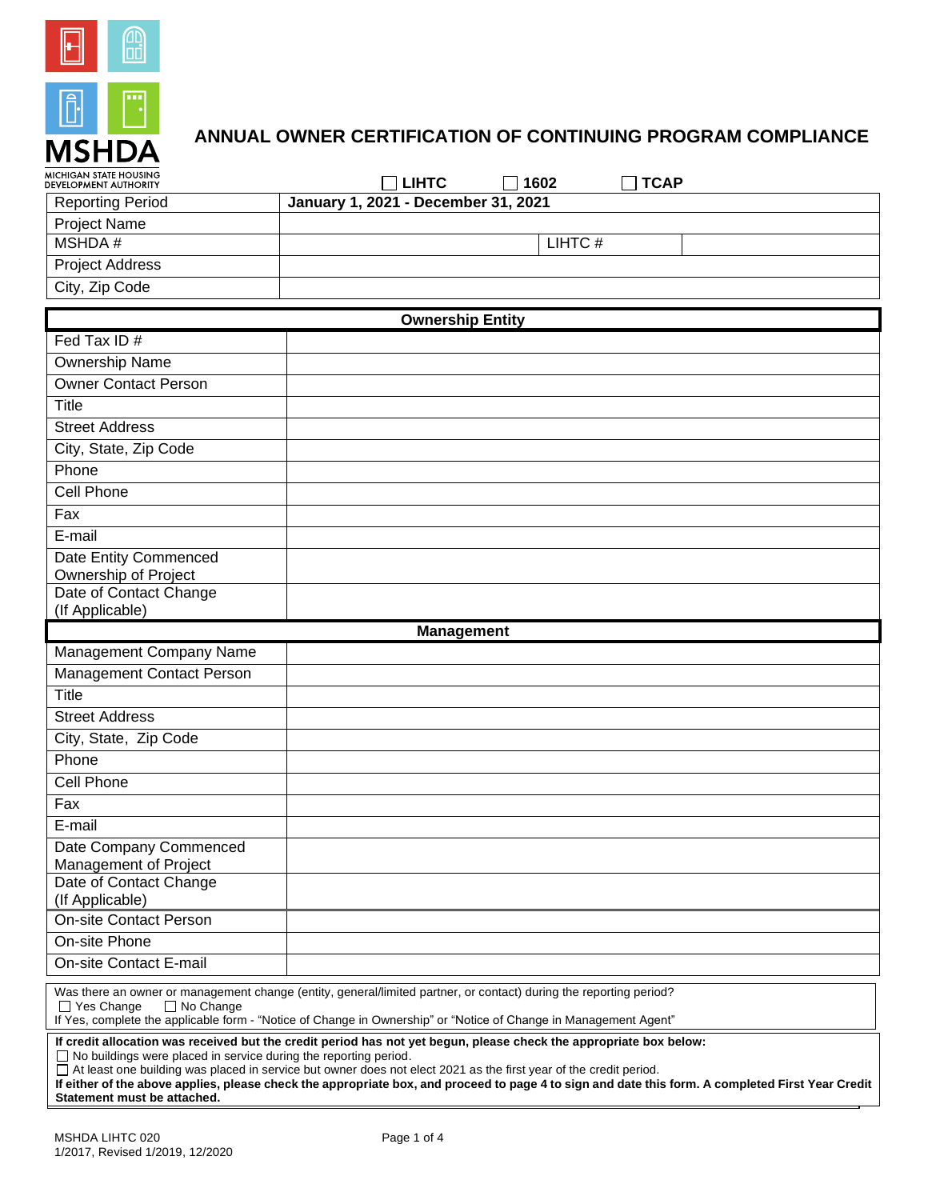MSHDA
MICHIGAN STATE HOUSING DEVELOPMENT AUTHORITY

# ANNUAL OWNER CERTIFICATION OF CONTINUING PROGRAM COMPLIANCE

☐ **LIHTC** ☐ **1602** ☐ **TCAP**

| Reporting Period | **January 1, 2021 - December 31, 2021** | | |
|---|---|---|---|
| Project Name | | | |
| MSHDA # | | LIHTC # | |
| Project Address | | | |
| City, Zip Code | | | |

| **Ownership Entity** | |
|---|---|
| Fed Tax ID # | |
| Ownership Name | |
| Owner Contact Person | |
| Title | |
| Street Address | |
| City, State, Zip Code | |
| Phone | |
| Cell Phone | |
| Fax | |
| E-mail | |
| Date Entity Commenced Ownership of Project | |
| Date of Contact Change (If Applicable) | |

| **Management** | |
|---|---|
| Management Company Name | |
| Management Contact Person | |
| Title | |
| Street Address | |
| City, State, Zip Code | |
| Phone | |
| Cell Phone | |
| Fax | |
| E-mail | |
| Date Company Commenced Management of Project | |
| Date of Contact Change (If Applicable) | |
| On-site Contact Person | |
| On-site Phone | |
| On-site Contact E-mail | |

Was there an owner or management change (entity, general/limited partner, or contact) during the reporting period?
☐ Yes Change ☐ No Change
If Yes, complete the applicable form - "Notice of Change in Ownership" or "Notice of Change in Management Agent"

**If credit allocation was received but the credit period has not yet begun, please check the appropriate box below:**
☐ No buildings were placed in service during the reporting period.
☐ At least one building was placed in service but owner does not elect 2021 as the first year of the credit period.
**If either of the above applies, please check the appropriate box, and proceed to page 4 to sign and date this form. A completed First Year Credit Statement must be attached.**

MSHDA LIHTC 020
1/2017, Revised 1/2019, 12/2020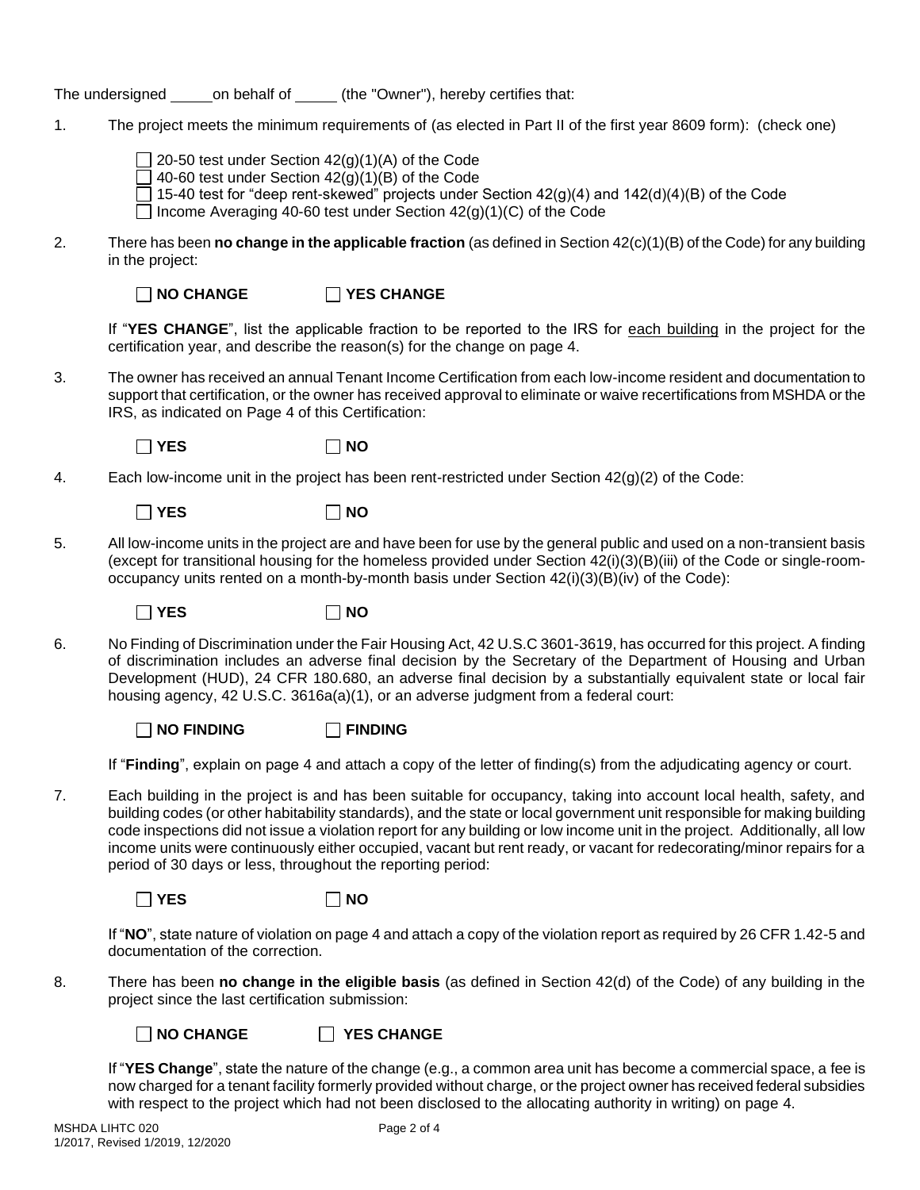The undersigned _____ on behalf of _____ (the "Owner"), hereby certifies that:

1. The project meets the minimum requirements of (as elected in Part II of the first year 8609 form): (check one)

   ☐ 20-50 test under Section 42(g)(1)(A) of the Code
   ☐ 40-60 test under Section 42(g)(1)(B) of the Code
   ☐ 15-40 test for "deep rent-skewed" projects under Section 42(g)(4) and 142(d)(4)(B) of the Code
   ☐ Income Averaging 40-60 test under Section 42(g)(1)(C) of the Code

2. There has been **no change in the applicable fraction** (as defined in Section 42(c)(1)(B) of the Code) for any building in the project:

   ☐ **NO CHANGE** ☐ **YES CHANGE**

   If "**YES CHANGE**", list the applicable fraction to be reported to the IRS for each building in the project for the certification year, and describe the reason(s) for the change on page 4.

3. The owner has received an annual Tenant Income Certification from each low-income resident and documentation to support that certification, or the owner has received approval to eliminate or waive recertifications from MSHDA or the IRS, as indicated on Page 4 of this Certification:

   ☐ **YES** ☐ **NO**

4. Each low-income unit in the project has been rent-restricted under Section 42(g)(2) of the Code:

   ☐ **YES** ☐ **NO**

5. All low-income units in the project are and have been for use by the general public and used on a non-transient basis (except for transitional housing for the homeless provided under Section 42(i)(3)(B)(iii) of the Code or single-room-occupancy units rented on a month-by-month basis under Section 42(i)(3)(B)(iv) of the Code):

   ☐ **YES** ☐ **NO**

6. No Finding of Discrimination under the Fair Housing Act, 42 U.S.C 3601-3619, has occurred for this project. A finding of discrimination includes an adverse final decision by the Secretary of the Department of Housing and Urban Development (HUD), 24 CFR 180.680, an adverse final decision by a substantially equivalent state or local fair housing agency, 42 U.S.C. 3616a(a)(1), or an adverse judgment from a federal court:

   ☐ **NO FINDING** ☐ **FINDING**

   If "**Finding**", explain on page 4 and attach a copy of the letter of finding(s) from the adjudicating agency or court.

7. Each building in the project is and has been suitable for occupancy, taking into account local health, safety, and building codes (or other habitability standards), and the state or local government unit responsible for making building code inspections did not issue a violation report for any building or low income unit in the project. Additionally, all low income units were continuously either occupied, vacant but rent ready, or vacant for redecorating/minor repairs for a period of 30 days or less, throughout the reporting period:

   ☐ **YES** ☐ **NO**

   If "**NO**", state nature of violation on page 4 and attach a copy of the violation report as required by 26 CFR 1.42-5 and documentation of the correction.

8. There has been **no change in the eligible basis** (as defined in Section 42(d) of the Code) of any building in the project since the last certification submission:

   ☐ **NO CHANGE** ☐ **YES CHANGE**

   If "**YES Change**", state the nature of the change (e.g., a common area unit has become a commercial space, a fee is now charged for a tenant facility formerly provided without charge, or the project owner has received federal subsidies with respect to the project which had not been disclosed to the allocating authority in writing) on page 4.

MSHDA LIHTC 020
1/2017, Revised 1/2019, 12/2020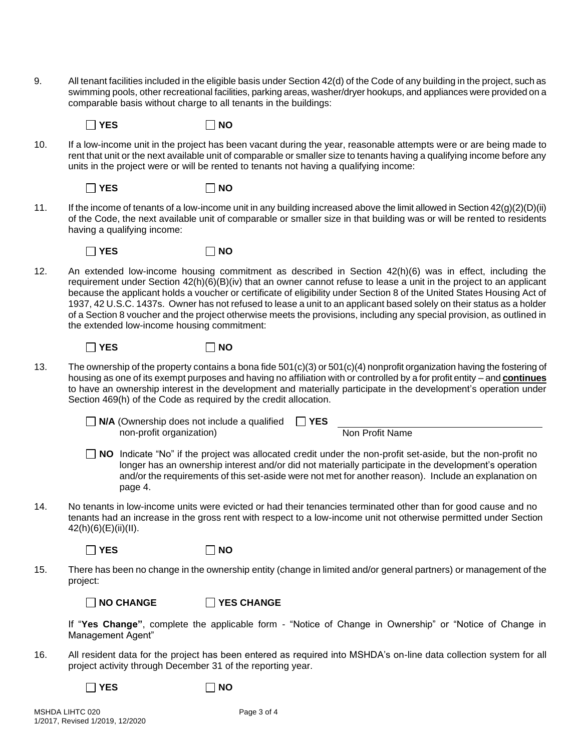9. All tenant facilities included in the eligible basis under Section 42(d) of the Code of any building in the project, such as swimming pools, other recreational facilities, parking areas, washer/dryer hookups, and appliances were provided on a comparable basis without charge to all tenants in the buildings:

   ☐ **YES** ☐ **NO**

10. If a low-income unit in the project has been vacant during the year, reasonable attempts were or are being made to rent that unit or the next available unit of comparable or smaller size to tenants having a qualifying income before any units in the project were or will be rented to tenants not having a qualifying income:

    ☐ **YES** ☐ **NO**

11. If the income of tenants of a low-income unit in any building increased above the limit allowed in Section 42(g)(2)(D)(ii) of the Code, the next available unit of comparable or smaller size in that building was or will be rented to residents having a qualifying income:

    ☐ **YES** ☐ **NO**

12. An extended low-income housing commitment as described in Section 42(h)(6) was in effect, including the requirement under Section 42(h)(6)(B)(iv) that an owner cannot refuse to lease a unit in the project to an applicant because the applicant holds a voucher or certificate of eligibility under Section 8 of the United States Housing Act of 1937, 42 U.S.C. 1437s. Owner has not refused to lease a unit to an applicant based solely on their status as a holder of a Section 8 voucher and the project otherwise meets the provisions, including any special provision, as outlined in the extended low-income housing commitment:

    ☐ **YES** ☐ **NO**

13. The ownership of the property contains a bona fide 501(c)(3) or 501(c)(4) nonprofit organization having the fostering of housing as one of its exempt purposes and having no affiliation with or controlled by a for profit entity – and **continues** to have an ownership interest in the development and materially participate in the development's operation under Section 469(h) of the Code as required by the credit allocation.

    ☐ **N/A** (Ownership does not include a qualified non-profit organization) ☐ **YES** ______________________ Non Profit Name

    ☐ **NO** Indicate "No" if the project was allocated credit under the non-profit set-aside, but the non-profit no longer has an ownership interest and/or did not materially participate in the development's operation and/or the requirements of this set-aside were not met for another reason). Include an explanation on page 4.

14. No tenants in low-income units were evicted or had their tenancies terminated other than for good cause and no tenants had an increase in the gross rent with respect to a low-income unit not otherwise permitted under Section 42(h)(6)(E)(ii)(II).

    ☐ **YES** ☐ **NO**

15. There has been no change in the ownership entity (change in limited and/or general partners) or management of the project:

    ☐ **NO CHANGE** ☐ **YES CHANGE**

    If "**Yes Change"**, complete the applicable form - "Notice of Change in Ownership" or "Notice of Change in Management Agent"

16. All resident data for the project has been entered as required into MSHDA's on-line data collection system for all project activity through December 31 of the reporting year.

    ☐ **YES** ☐ **NO**

MSHDA LIHTC 020
1/2017, Revised 1/2019, 12/2020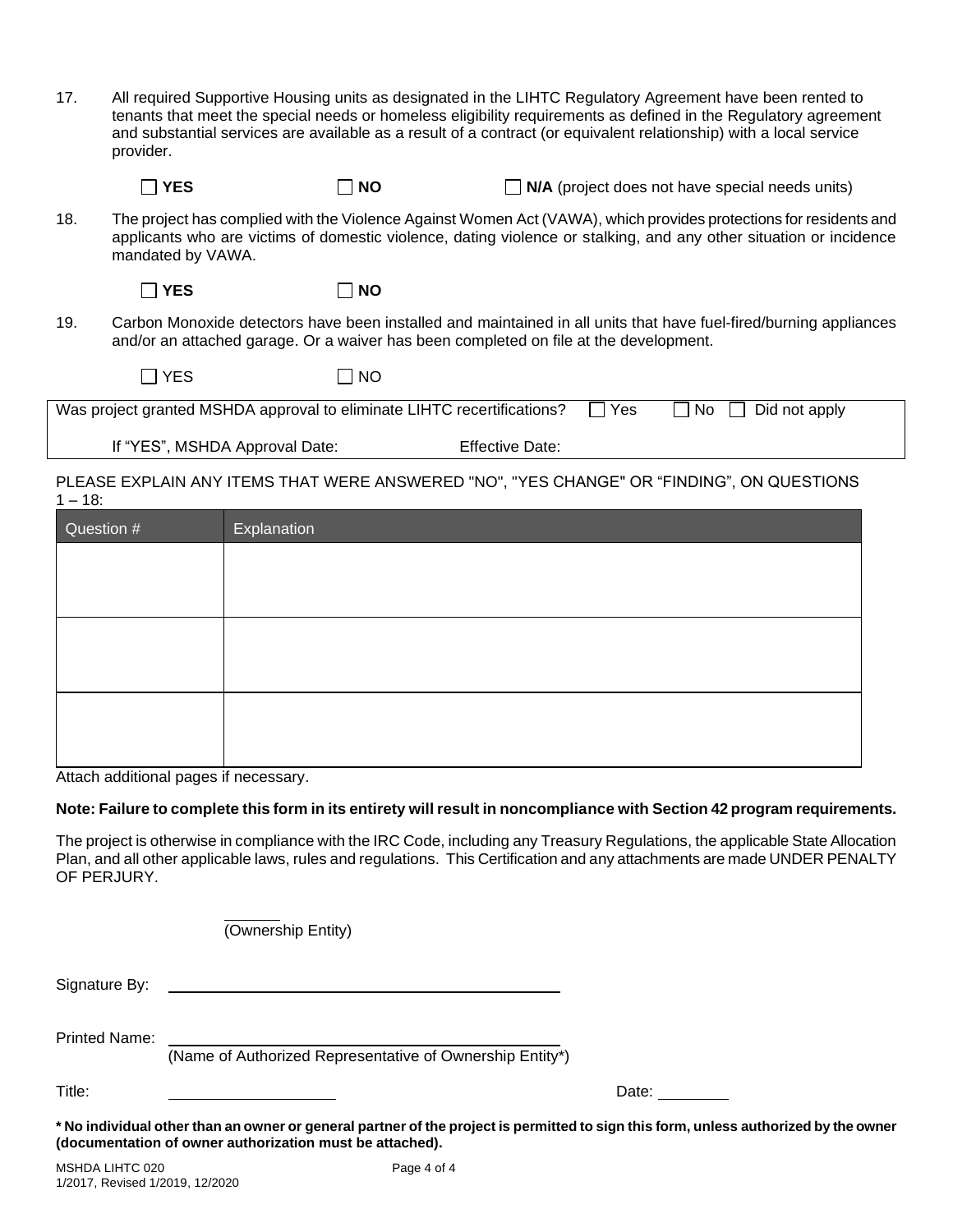17. All required Supportive Housing units as designated in the LIHTC Regulatory Agreement have been rented to tenants that meet the special needs or homeless eligibility requirements as defined in the Regulatory agreement and substantial services are available as a result of a contract (or equivalent relationship) with a local service provider.

☐ **YES** ☐ **NO** ☐ **N/A** (project does not have special needs units)

18. The project has complied with the Violence Against Women Act (VAWA), which provides protections for residents and applicants who are victims of domestic violence, dating violence or stalking, and any other situation or incidence mandated by VAWA.

☐ **YES** ☐ **NO**

19. Carbon Monoxide detectors have been installed and maintained in all units that have fuel-fired/burning appliances and/or an attached garage. Or a waiver has been completed on file at the development.

☐ YES ☐ NO

| | |
|---|---|
| Was project granted MSHDA approval to eliminate LIHTC recertifications? | ☐ Yes ☐ No ☐ Did not apply |
| If "YES", MSHDA Approval Date: | Effective Date: |

PLEASE EXPLAIN ANY ITEMS THAT WERE ANSWERED "NO", "YES CHANGE" OR "FINDING", ON QUESTIONS 1 – 18:

| Question # | Explanation |
|---|---|
| | |
| | |
| | |

Attach additional pages if necessary.

**Note: Failure to complete this form in its entirety will result in noncompliance with Section 42 program requirements.**

The project is otherwise in compliance with the IRC Code, including any Treasury Regulations, the applicable State Allocation Plan, and all other applicable laws, rules and regulations. This Certification and any attachments are made UNDER PENALTY OF PERJURY.

_______ (Ownership Entity)

Signature By: ______________________________

Printed Name: ______________________________
(Name of Authorized Representative of Ownership Entity*)

Title: ____________________ Date: ________

**\* No individual other than an owner or general partner of the project is permitted to sign this form, unless authorized by the owner (documentation of owner authorization must be attached).**

MSHDA LIHTC 020
1/2017, Revised 1/2019, 12/2020